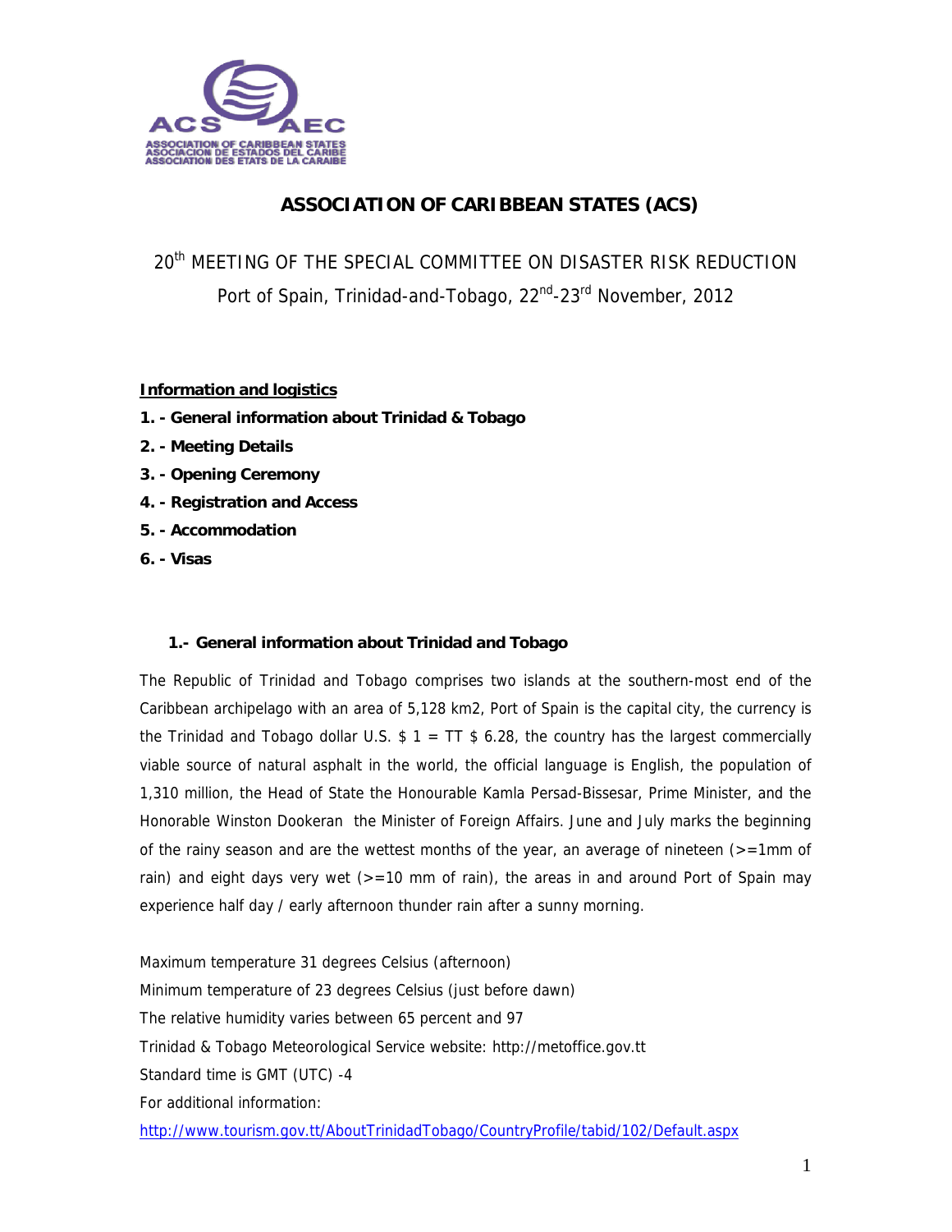# ASSOCIATION OF CARIBBEAN STATES (ACS)

20th MEETING OF THE SPECIAL COMMITTEE ON DISASTER RISK REDUCTION

Port of Spain, Trinidad-and-Tobago, 22nd-23rd November, 2012

**Information and logistics**

**1. - General information about Trinidad & Tobago**

**2. - Meeting Details**

**3. - Opening Ceremony**

**4. - Registration and Access**

**5. - Accommodation**

**6. - Visas**

## 1.- General information about Trinidad and Tobago

The Republic of Trinidad and Tobago comprises two islands at the southern-most end of the Caribbean archipelago with an area of 5,128 km2, Port of Spain is the capital city, the currency is the Trinidad and Tobago dollar U.S. $ 1 = TT $ 6.28, the country has the largest commercially viable source of natural asphalt in the world, the official language is English, the population of 1,310 million, the Head of State the Honourable Kamla Persad-Bissesar, Prime Minister, and the Honorable Winston Dookeran the Minister of Foreign Affairs. June and July marks the beginning of the rainy season and are the wettest months of the year, an average of nineteen (>=1mm of rain) and eight days very wet (>=10 mm of rain), the areas in and around Port of Spain may experience half day / early afternoon thunder rain after a sunny morning.

Maximum temperature 31 degrees Celsius (afternoon)
Minimum temperature of 23 degrees Celsius (just before dawn)
The relative humidity varies between 65 percent and 97
Trinidad & Tobago Meteorological Service website: http://metoffice.gov.tt
Standard time is GMT (UTC) -4
For additional information:
http://www.tourism.gov.tt/AboutTrinidadTobago/CountryProfile/tabid/102/Default.aspx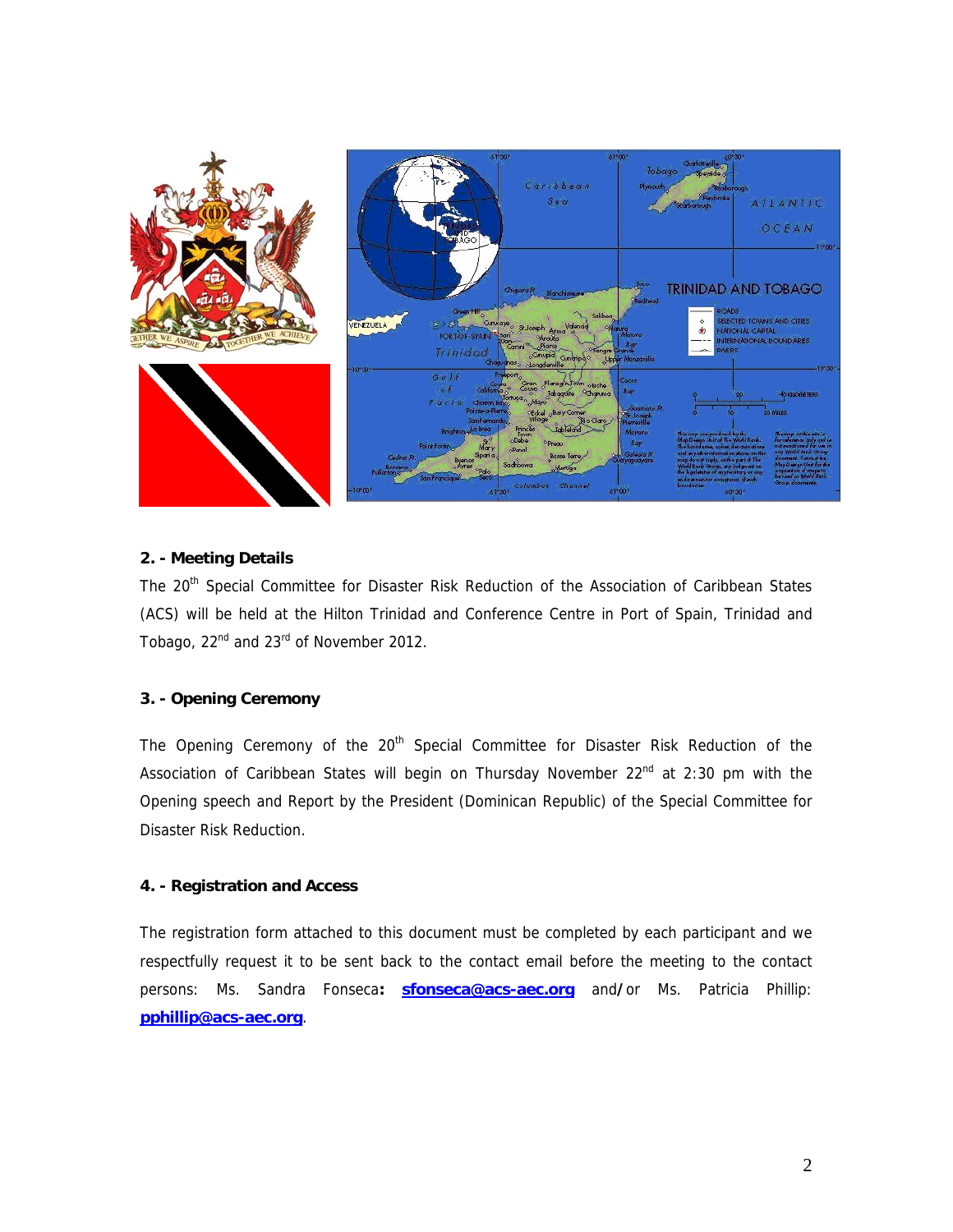## 2. - Meeting Details

The 20th Special Committee for Disaster Risk Reduction of the Association of Caribbean States (ACS) will be held at the Hilton Trinidad and Conference Centre in Port of Spain, Trinidad and Tobago, 22nd and 23rd of November 2012.

## 3. - Opening Ceremony

The Opening Ceremony of the 20th Special Committee for Disaster Risk Reduction of the Association of Caribbean States will begin on Thursday November 22nd at 2:30 pm with the Opening speech and Report by the President (Dominican Republic) of the Special Committee for Disaster Risk Reduction.

## 4. - Registration and Access

The registration form attached to this document must be completed by each participant and we respectfully request it to be sent back to the contact email before the meeting to the contact persons: Ms. Sandra Fonseca**:** **sfonseca@acs-aec.org** and**/** or Ms. Patricia Phillip: **pphillip@acs-aec.org**.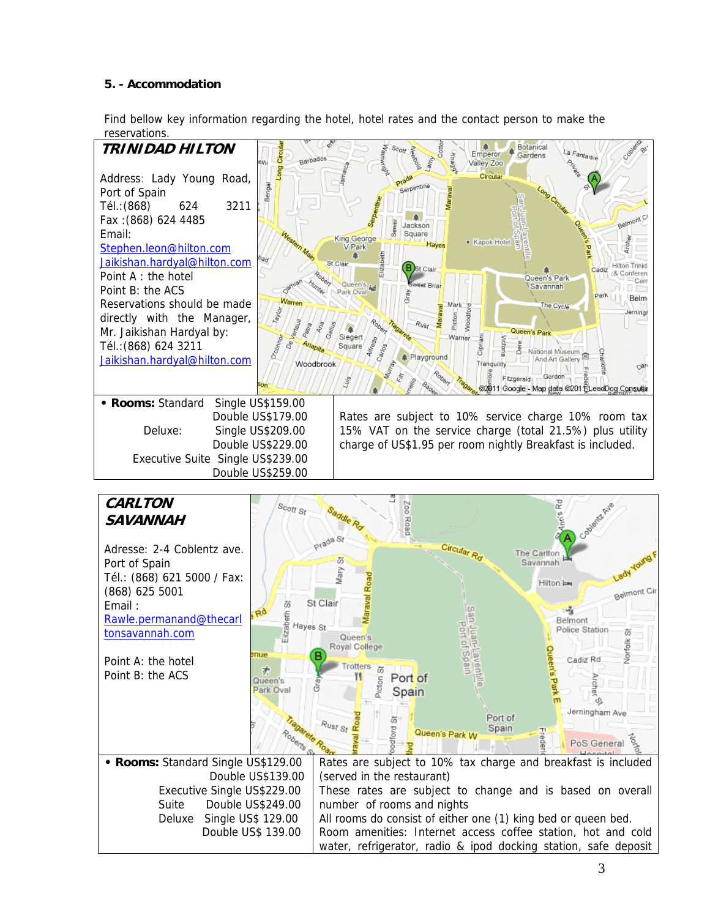**5. - Accommodation**

Find bellow key information regarding the hotel, hotel rates and the contact person to make the reservations.

***TRINIDAD HILTON***

Address: Lady Young Road, Port of Spain
Tél.:(868) 624 3211
Fax :(868) 624 4485
Email:
Stephen.leon@hilton.com
Jaikishan.hardyal@hilton.com
Point A : the hotel
Point B: the ACS
Reservations should be made directly with the Manager, Mr. Jaikishan Hardyal by:
Tél.:(868) 624 3211
Jaikishan.hardyal@hilton.com

| • **Rooms:** Standard Single US$159.00<br>Double US$179.00<br>Deluxe: Single US$209.00<br>Double US$229.00<br>Executive Suite Single US$239.00<br>Double US$259.00 | Rates are subject to 10% service charge 10% room tax 15% VAT on the service charge (total 21.5%) plus utility charge of US$1.95 per room nightly Breakfast is included. |
|---|---|

***CARLTON SAVANNAH***

Adresse: 2-4 Coblentz ave. Port of Spain
Tél.: (868) 621 5000 / Fax: (868) 625 5001
Email :
Rawle.permanand@thecarltonsavannah.com

Point A: the hotel
Point B: the ACS

| • **Rooms:** Standard Single US$129.00<br>Double US$139.00<br>Executive Single US$229.00<br>Suite Double US$249.00<br>Deluxe Single US$ 129.00<br>Double US$ 139.00 | Rates are subject to 10% tax charge and breakfast is included (served in the restaurant)<br>These rates are subject to change and is based on overall number of rooms and nights<br>All rooms do consist of either one (1) king bed or queen bed.<br>Room amenities: Internet access coffee station, hot and cold water, refrigerator, radio & ipod docking station, safe deposit |
|---|---|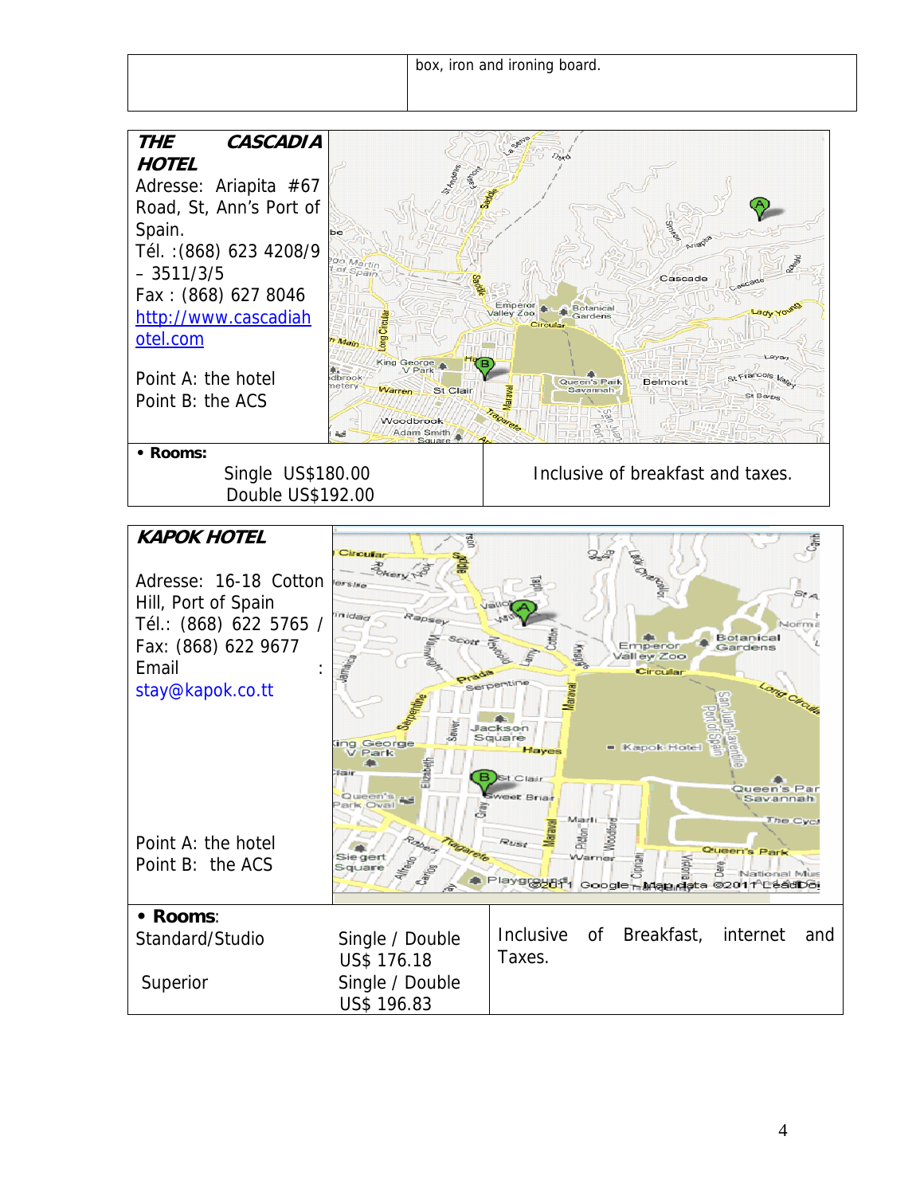| | box, iron and ironing board. |
|---|---|

| ***THE CASCADIA HOTEL*** | |
|---|---|
| Adresse: Ariapita #67 Road, St, Ann's Port of Spain.<br>Tél. :(868) 623 4208/9 – 3511/3/5<br>Fax : (868) 627 8046<br>http://www.cascadiahotel.com<br><br>Point A: the hotel<br>Point B: the ACS | |
| • **Rooms:**<br>Single US$180.00<br>Double US$192.00 | Inclusive of breakfast and taxes. |

| ***KAPOK HOTEL*** | | |
|---|---|---|
| Adresse: 16-18 Cotton Hill, Port of Spain<br>Tél.: (868) 622 5765 /<br>Fax: (868) 622 9677<br>Email : stay@kapok.co.tt<br><br>Point A: the hotel<br>Point B: the ACS | | |
| • **Rooms**:<br>Standard/Studio<br><br>Superior | Single / Double<br>US$ 176.18<br>Single / Double<br>US$ 196.83 | Inclusive of Breakfast, internet and Taxes. |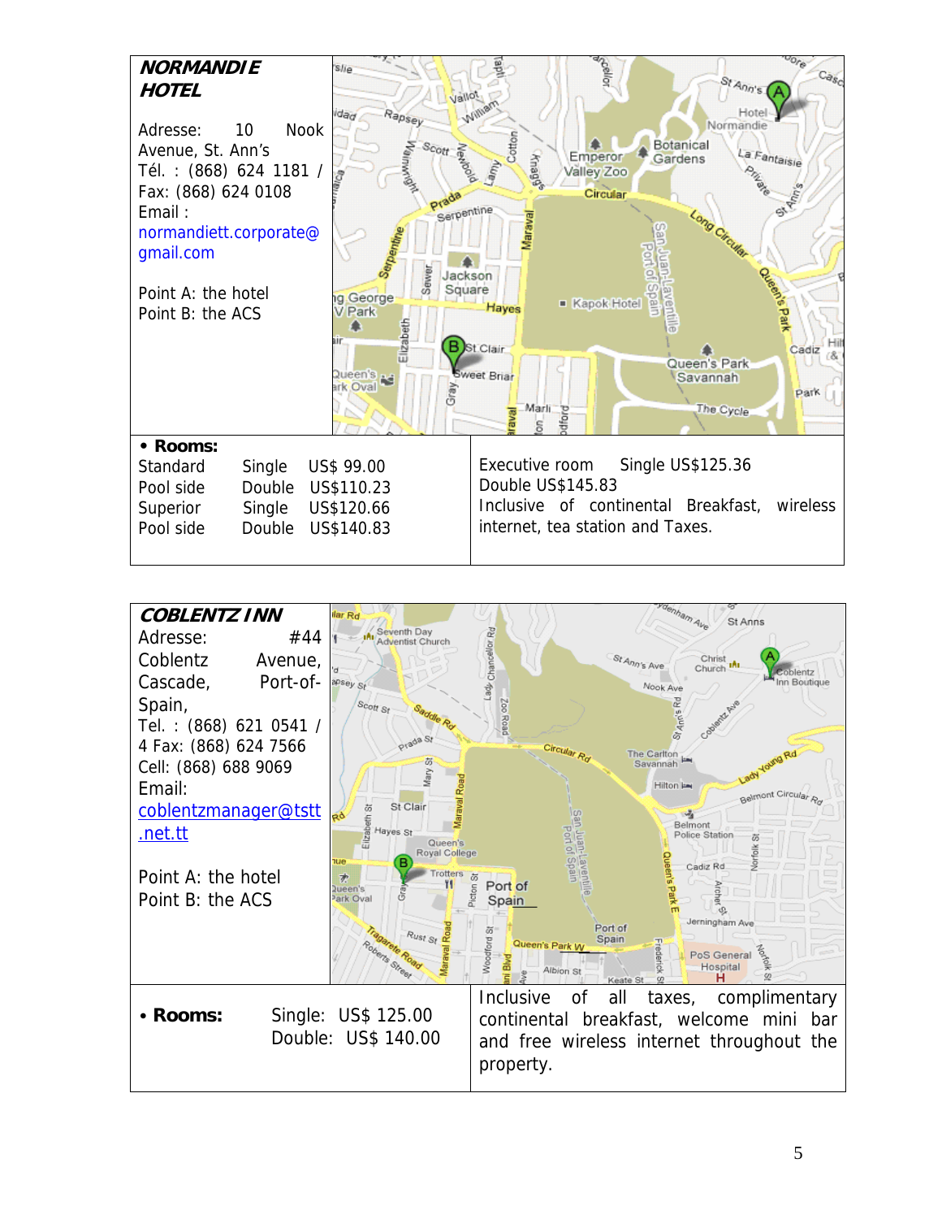## NORMANDIE HOTEL

Adresse: 10 Nook Avenue, St. Ann's
Tél. : (868) 624 1181 / Fax: (868) 624 0108
Email : normandiett.corporate@gmail.com

Point A: the hotel
Point B: the ACS

- **Rooms:**

| | | |
|---|---|---|
| Standard | Single | US$ 99.00 |
| Pool side | Double | US$110.23 |
| Superior | Single | US$120.66 |
| Pool side | Double | US$140.83 |

Executive room Single US$125.36
Double US$145.83
Inclusive of continental Breakfast, wireless internet, tea station and Taxes.

## COBLENTZ INN

Adresse: #44 Coblentz Avenue, Cascade, Port-of-Spain,
Tel. : (868) 621 0541 / 4 Fax: (868) 624 7566
Cell: (868) 688 9069
Email: coblentzmanager@tstt.net.tt

Point A: the hotel
Point B: the ACS

- **Rooms:** Single: US$ 125.00
  Double: US$ 140.00

Inclusive of all taxes, complimentary continental breakfast, welcome mini bar and free wireless internet throughout the property.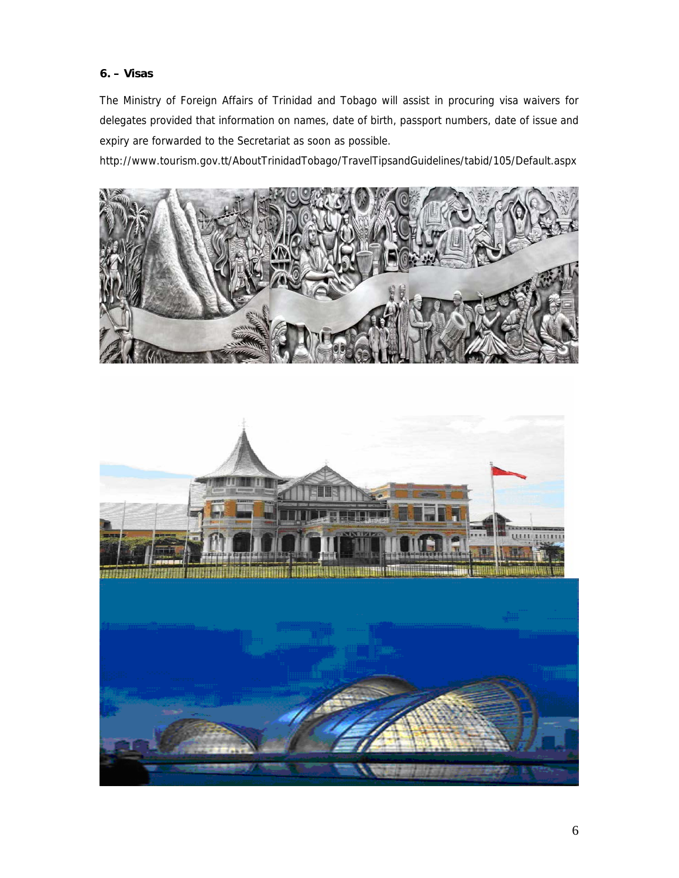**6. – Visas**

The Ministry of Foreign Affairs of Trinidad and Tobago will assist in procuring visa waivers for delegates provided that information on names, date of birth, passport numbers, date of issue and expiry are forwarded to the Secretariat as soon as possible.

http://www.tourism.gov.tt/AboutTrinidadTobago/TravelTipsandGuidelines/tabid/105/Default.aspx